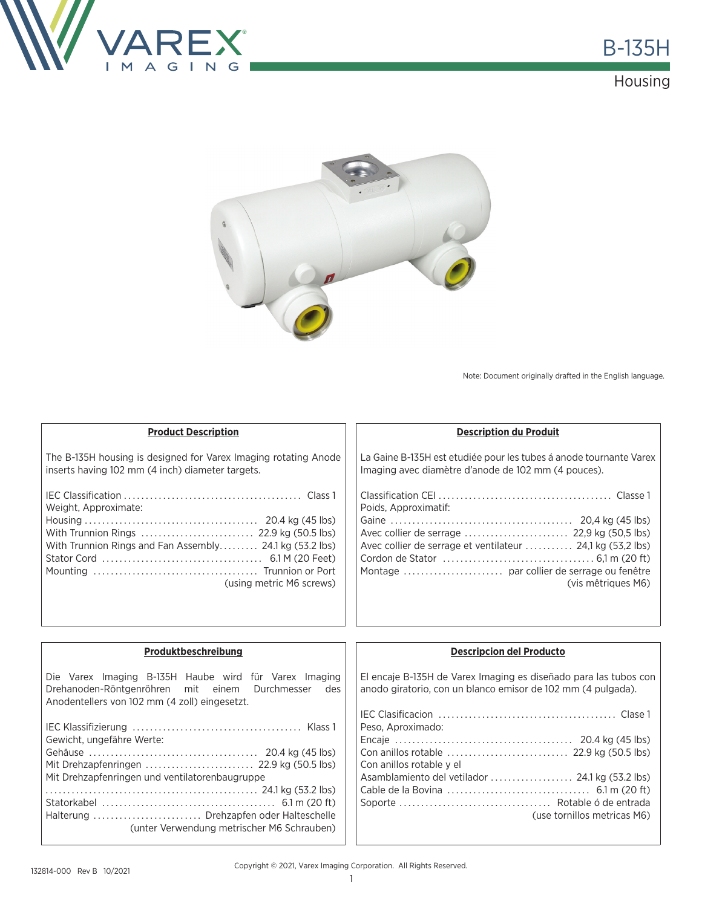# B-135H

## Housing

Note: Document originally drafted in the English language.

### Product Description

The B-135H housing is designed for Varex Imaging rotating Anode inserts having 102 mm (4 inch) diameter targets.

IEC Classification ........................................ Class 1
Weight, Approximate:
Housing ........................................ 20.4 kg (45 lbs)
With Trunnion Rings .......................... 22.9 kg (50.5 lbs)
With Trunnion Rings and Fan Assembly......... 24.1 kg (53.2 lbs)
Stator Cord .................................... 6.1 M (20 Feet)
Mounting ..................................... Trunnion or Port (using metric M6 screws)

### Description du Produit

La Gaine B-135H est etudiée pour les tubes á anode tournante Varex Imaging avec diamètre d'anode de 102 mm (4 pouces).

Classification CEI ........................................ Classe 1
Poids, Approximatif:
Gaine ........................................ 20,4 kg (45 lbs)
Avec collier de serrage ........................ 22,9 kg (50,5 lbs)
Avec collier de serrage et ventilateur ........... 24,1 kg (53,2 lbs)
Cordon de Stator .................................. 6,1 m (20 ft)
Montage ....................... par collier de serrage ou fenêtre (vis mêtriques M6)

### Produktbeschreibung

Die Varex Imaging B-135H Haube wird für Varex Imaging Drehanoden-Röntgenröhren mit einem Durchmesser des Anodentellers von 102 mm (4 zoll) eingesetzt.

IEC Klassifizierung ....................................... Klass 1
Gewicht, ungefähre Werte:
Gehäuse ....................................... 20.4 kg (45 lbs)
Mit Drehzapfenringen ......................... 22.9 kg (50.5 lbs)
Mit Drehzapfenringen und ventilatorenbaugruppe
................................................ 24.1 kg (53.2 lbs)
Statorkabel ....................................... 6.1 m (20 ft)
Halterung ......................... Drehzapfen oder Halteschelle (unter Verwendung metrischer M6 Schrauben)

### Descripcion del Producto

El encaje B-135H de Varex Imaging es diseñado para las tubos con anodo giratorio, con un blanco emisor de 102 mm (4 pulgada).

IEC Clasificacion ........................................ Clase 1
Peso, Aproximado:
Encaje ........................................ 20.4 kg (45 lbs)
Con anillos rotable ............................ 22.9 kg (50.5 lbs)
Con anillos rotable y el
Asamblamiento del vetilador ................... 24.1 kg (53.2 lbs)
Cable de la Bovina ................................ 6.1 m (20 ft)
Soporte .................................. Rotable ó de entrada (use tornillos metricas M6)

132814-000 Rev B 10/2021

Copyright © 2021, Varex Imaging Corporation. All Rights Reserved.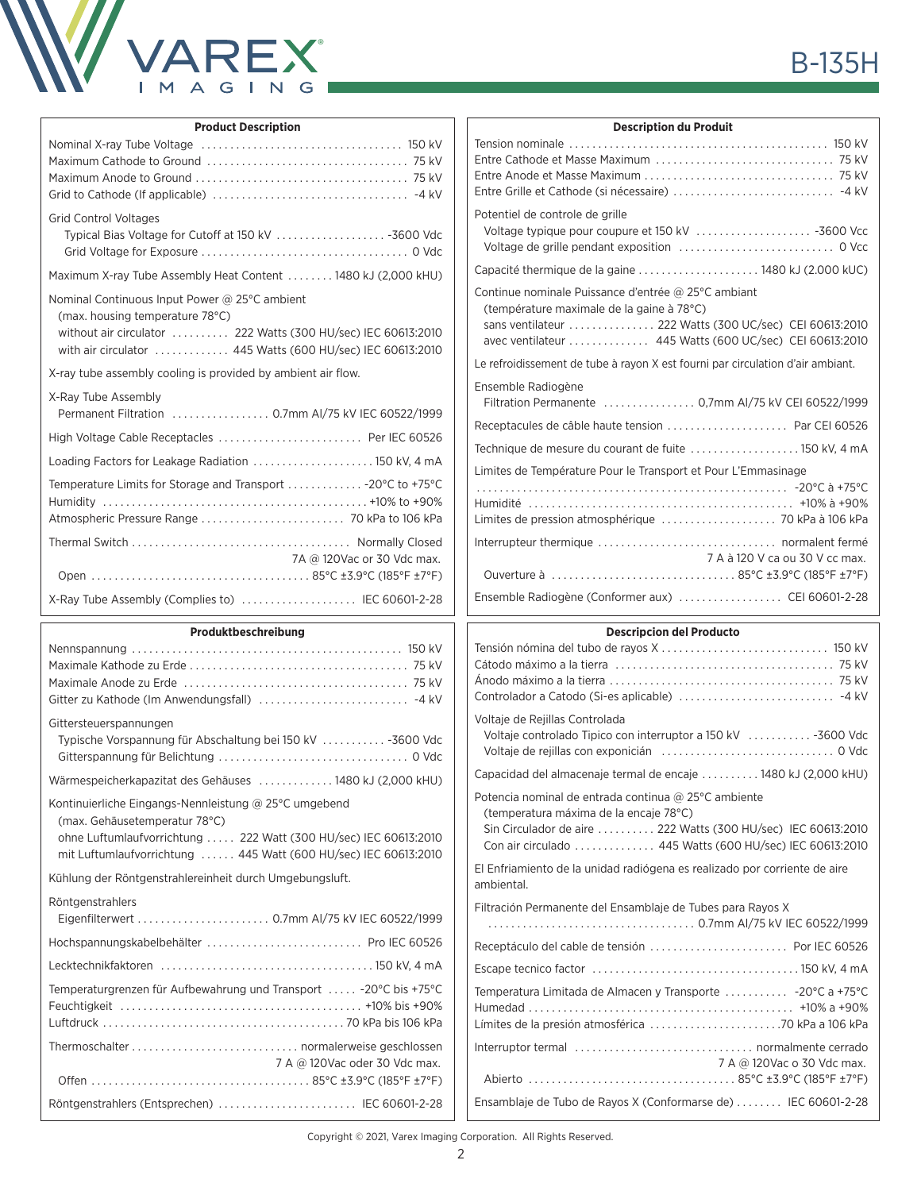# B-135H

## Product Description

Nominal X-ray Tube Voltage ........ 150 kV
Maximum Cathode to Ground ........ 75 kV
Maximum Anode to Ground ........ 75 kV
Grid to Cathode (If applicable) ........ -4 kV

Grid Control Voltages
- Typical Bias Voltage for Cutoff at 150 kV ........ -3600 Vdc
- Grid Voltage for Exposure ........ 0 Vdc

Maximum X-ray Tube Assembly Heat Content ........ 1480 kJ (2,000 kHU)

Nominal Continuous Input Power @ 25°C ambient
(max. housing temperature 78°C)
- without air circulator ........ 222 Watts (300 HU/sec) IEC 60613:2010
- with air circulator ........ 445 Watts (600 HU/sec) IEC 60613:2010

X-ray tube assembly cooling is provided by ambient air flow.

X-Ray Tube Assembly
- Permanent Filtration ........ 0.7mm Al/75 kV IEC 60522/1999

High Voltage Cable Receptacles ........ Per IEC 60526

Loading Factors for Leakage Radiation ........ 150 kV, 4 mA

Temperature Limits for Storage and Transport ........ -20°C to +75°C
Humidity ........ +10% to +90%
Atmospheric Pressure Range ........ 70 kPa to 106 kPa

Thermal Switch ........ Normally Closed
7A @ 120Vac or 30 Vdc max.
- Open ........ 85°C ±3.9°C (185°F ±7°F)

X-Ray Tube Assembly (Complies to) ........ IEC 60601-2-28

## Description du Produit

Tension nominale ........ 150 kV
Entre Cathode et Masse Maximum ........ 75 kV
Entre Anode et Masse Maximum ........ 75 kV
Entre Grille et Cathode (si nécessaire) ........ -4 kV

Potentiel de controle de grille
- Voltage typique pour coupure et 150 kV ........ -3600 Vcc
- Voltage de grille pendant exposition ........ 0 Vcc

Capacité thermique de la gaine ........ 1480 kJ (2.000 kUC)

Continue nominale Puissance d'entrée @ 25°C ambiant
(température maximale de la gaine à 78°C)
- sans ventilateur ........ 222 Watts (300 UC/sec) CEI 60613:2010
- avec ventilateur ........ 445 Watts (600 UC/sec) CEI 60613:2010

Le refroidissement de tube à rayon X est fourni par circulation d'air ambiant.

Ensemble Radiogène
- Filtration Permanente ........ 0,7mm Al/75 kV CEI 60522/1999

Receptacules de câble haute tension ........ Par CEI 60526

Technique de mesure du courant de fuite ........ 150 kV, 4 mA

Limites de Température Pour le Transport et Pour L'Emmasinage
........ -20°C à +75°C
Humidité ........ +10% à +90%
Limites de pression atmosphérique ........ 70 kPa à 106 kPa

Interrupteur thermique ........ normalement fermé
7 A à 120 V ca ou 30 V cc max.
- Ouverture à ........ 85°C ±3.9°C (185°F ±7°F)

Ensemble Radiogène (Conformer aux) ........ CEI 60601-2-28

## Produktbeschreibung

Nennspannung ........ 150 kV
Maximale Kathode zu Erde ........ 75 kV
Maximale Anode zu Erde ........ 75 kV
Gitter zu Kathode (Im Anwendungsfall) ........ -4 kV

Gittersteuerspannungen
- Typische Vorspannung für Abschaltung bei 150 kV ........ -3600 Vdc
- Gitterspannung für Belichtung ........ 0 Vdc

Wärmespeicherkapazitat des Gehäuses ........ 1480 kJ (2,000 kHU)

Kontinuierliche Eingangs-Nennleistung @ 25°C umgebend
(max. Gehäusetemperatur 78°C)
- ohne Luftumlaufvorrichtung ........ 222 Watt (300 HU/sec) IEC 60613:2010
- mit Luftumlaufvorrichtung ........ 445 Watt (600 HU/sec) IEC 60613:2010

Kühlung der Röntgenstrahlereinheit durch Umgebungsluft.

Röntgenstrahlers
- Eigenfilterwert ........ 0.7mm Al/75 kV IEC 60522/1999

Hochspannungskabelbehälter ........ Pro IEC 60526

Lecktechnikfaktoren ........ 150 kV, 4 mA

Temperaturgrenzen für Aufbewahrung und Transport ........ -20°C bis +75°C
Feuchtigkeit ........ +10% bis +90%
Luftdruck ........ 70 kPa bis 106 kPa

Thermoschalter ........ normalerweise geschlossen
7 A @ 120Vac oder 30 Vdc max.
- Offen ........ 85°C ±3.9°C (185°F ±7°F)

Röntgenstrahlers (Entsprechen) ........ IEC 60601-2-28

## Descripcion del Producto

Tensión nómina del tubo de rayos X ........ 150 kV
Cátodo máximo a la tierra ........ 75 kV
Ánodo máximo a la tierra ........ 75 kV
Controlador a Catodo (Si-es aplicable) ........ -4 kV

Voltaje de Rejillas Controlada
- Voltaje controlado Tipico con interruptor a 150 kV ........ -3600 Vdc
- Voltaje de rejillas con exponición ........ 0 Vdc

Capacidad del almacenaje termal de encaje ........ 1480 kJ (2,000 kHU)

Potencia nominal de entrada continua @ 25°C ambiente
(temperatura máxima de la encaje 78°C)
- Sin Circulador de aire ........ 222 Watts (300 HU/sec) IEC 60613:2010
- Con air circulado ........ 445 Watts (600 HU/sec) IEC 60613:2010

El Enfriamiento de la unidad radiógena es realizado por corriente de aire ambiental.

Filtración Permanente del Ensamblaje de Tubes para Rayos X
........ 0.7mm Al/75 kV IEC 60522/1999

Receptáculo del cable de tensión ........ Por IEC 60526

Escape tecnico factor ........ 150 kV, 4 mA

Temperatura Limitada de Almacen y Transporte ........ -20°C a +75°C
Humedad ........ +10% a +90%
Límites de la presión atmosférica ........ 70 kPa a 106 kPa

Interruptor termal ........ normalmente cerrado
7 A @ 120Vac o 30 Vdc max.
- Abierto ........ 85°C ±3.9°C (185°F ±7°F)

Ensamblaje de Tubo de Rayos X (Conformarse de) ........ IEC 60601-2-28

Copyright © 2021, Varex Imaging Corporation. All Rights Reserved.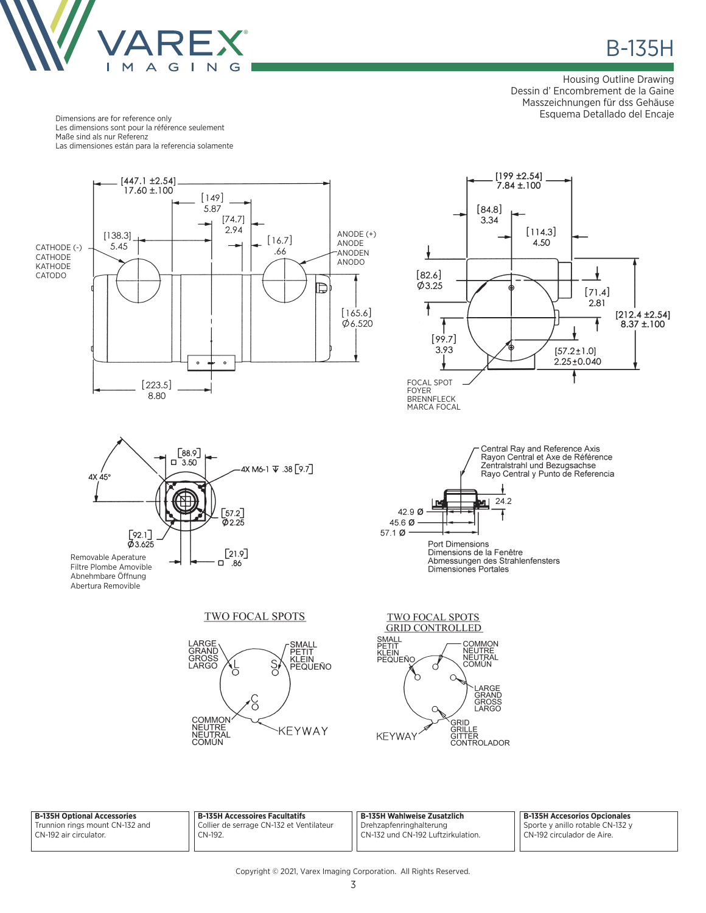# B-135H

Housing Outline Drawing
Dessin d' Encombrement de la Gaine
Masszeichnungen für dss Gehäuse
Esquema Detallado del Encaje

Dimensions are for reference only
Les dimensions sont pour la référence seulement
Maße sind als nur Referenz
Las dimensiones están para la referencia solamente

[447.1 ±2.54] 17.60 ±.100
[149] 5.87
[74.7] 2.94
[138.3] 5.45
[16.7] .66
CATHODE (-) CATHODE KATHODE CATODO
ANODE (+) ANODE ANODEN ANODO
[165.6] Ø6.520
[223.5] 8.80

[199 ±2.54] 7.84 ±.100
[84.8] 3.34
[114.3] 4.50
[82.6] Ø3.25
[71.4] 2.81
[212.4 ±2.54] 8.37 ±.100
[99.7] 3.93
[57.2±1.0] 2.25±0.040
FOCAL SPOT FOYER BRENNFLECK MARCA FOCAL

4X 45°
[88.9] □ 3.50
4X M6-1 ⊽ .38 [9.7]
[57.2] Ø2.25
[92.1] Ø3.625
[21.9] □ .86
Removable Aperature
Filtre Plombe Amovible
Abnehmbare Öffnung
Abertura Removible

Central Ray and Reference Axis
Rayon Central et Axe de Référence
Zentralstrahl und Bezugsachse
Rayo Central y Punto de Referencia
24.2
42.9 Ø
45.6 Ø
57.1 Ø
Port Dimensions
Dimensions de la Fenêtre
Abmessungen des Strahlenfensters
Dimensiones Portales

TWO FOCAL SPOTS

LARGE GRAND GROSS LARGO — L
SMALL PETIT KLEIN PEQUEÑO — S
COMMON NEUTRE NEUTRAL COMÚN — C
KEYWAY

TWO FOCAL SPOTS GRID CONTROLLED

SMALL PETIT KLEIN PEQUEÑO
COMMON NEUTRE NEUTRAL COMÚN
LARGE GRAND GROSS LARGO
GRID GRILLE GITTER CONTROLADOR
KEYWAY

| **B-135H Optional Accessories** | **B-135H Accessoires Facultatifs** | **B-135H Wahlweise Zusatzlich** | **B-135H Accesorios Opcionales** |
|---|---|---|---|
| Trunnion rings mount CN-132 and CN-192 air circulator. | Collier de serrage CN-132 et Ventilateur CN-192. | Drehzapfenringhalterung CN-132 und CN-192 Luftzirkulation. | Sporte y anillo rotable CN-132 y CN-192 circulador de Aire. |

Copyright © 2021, Varex Imaging Corporation. All Rights Reserved.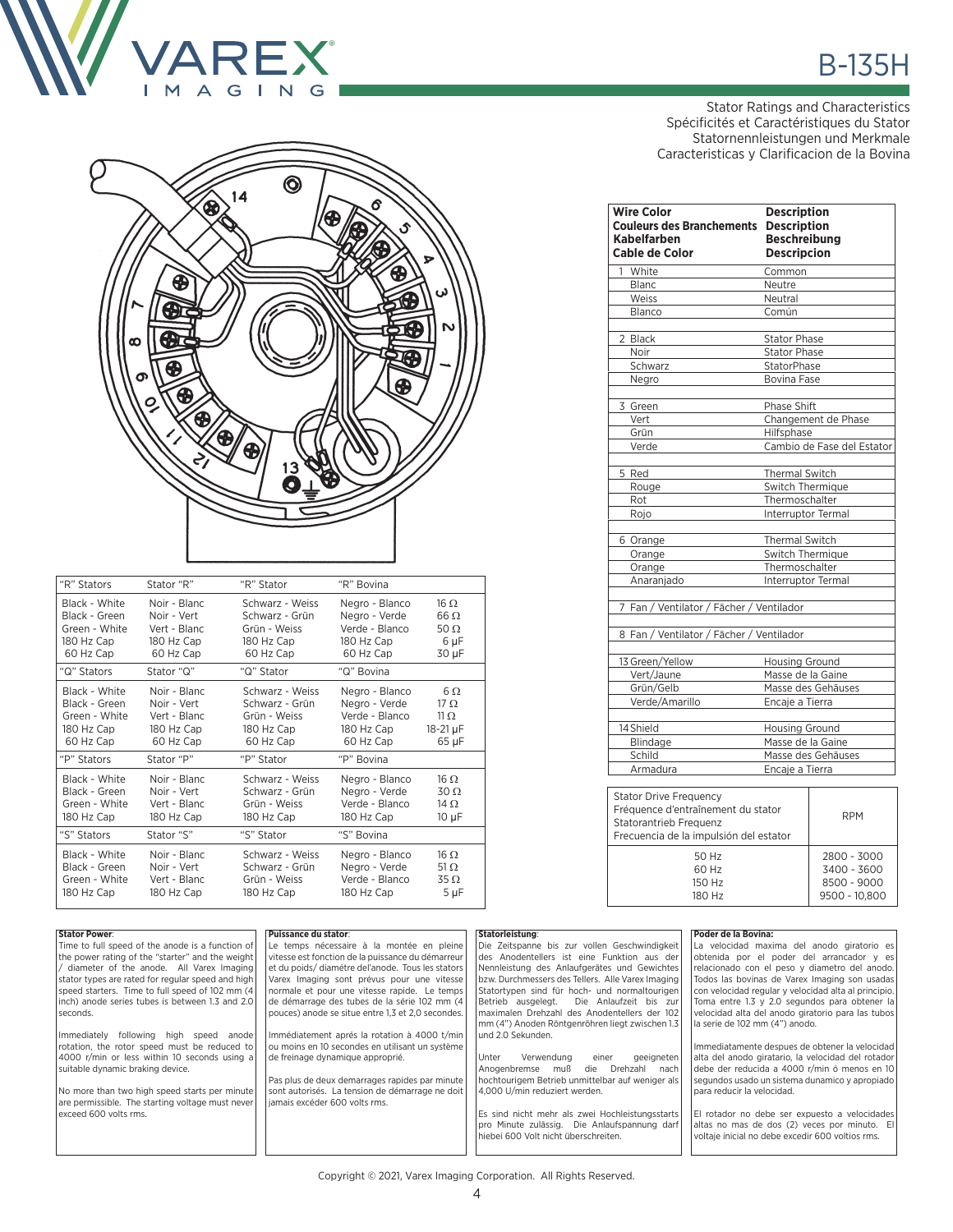# B-135H

Stator Ratings and Characteristics
Spécificités et Caractéristiques du Stator
Statornennleistungen und Merkmale
Caracteristicas y Clarificacion de la Bovina

| "R" Stators | Stator "R" | "R" Stator | "R" Bovina | |
|---|---|---|---|---|
| Black - White | Noir - Blanc | Schwarz - Weiss | Negro - Blanco | 16 Ω |
| Black - Green | Noir - Vert | Schwarz - Grün | Negro - Verde | 66 Ω |
| Green - White | Vert - Blanc | Grün - Weiss | Verde - Blanco | 50 Ω |
| 180 Hz Cap | 180 Hz Cap | 180 Hz Cap | 180 Hz Cap | 6 µF |
| 60 Hz Cap | 60 Hz Cap | 60 Hz Cap | 60 Hz Cap | 30 µF |
| **"Q" Stators** | **Stator "Q"** | **"Q" Stator** | **"Q" Bovina** | |
| Black - White | Noir - Blanc | Schwarz - Weiss | Negro - Blanco | 6 Ω |
| Black - Green | Noir - Vert | Schwarz - Grün | Negro - Verde | 17 Ω |
| Green - White | Vert - Blanc | Grün - Weiss | Verde - Blanco | 11 Ω |
| 180 Hz Cap | 180 Hz Cap | 180 Hz Cap | 180 Hz Cap | 18-21 µF |
| 60 Hz Cap | 60 Hz Cap | 60 Hz Cap | 60 Hz Cap | 65 µF |
| **"P" Stators** | **Stator "P"** | **"P" Stator** | **"P" Bovina** | |
| Black - White | Noir - Blanc | Schwarz - Weiss | Negro - Blanco | 16 Ω |
| Black - Green | Noir - Vert | Schwarz - Grün | Negro - Verde | 30 Ω |
| Green - White | Vert - Blanc | Grün - Weiss | Verde - Blanco | 14 Ω |
| 180 Hz Cap | 180 Hz Cap | 180 Hz Cap | 180 Hz Cap | 10 µF |
| **"S" Stators** | **Stator "S"** | **"S" Stator** | **"S" Bovina** | |
| Black - White | Noir - Blanc | Schwarz - Weiss | Negro - Blanco | 16 Ω |
| Black - Green | Noir - Vert | Schwarz - Grün | Negro - Verde | 51 Ω |
| Green - White | Vert - Blanc | Grün - Weiss | Verde - Blanco | 35 Ω |
| 180 Hz Cap | 180 Hz Cap | 180 Hz Cap | 180 Hz Cap | 5 µF |

| Wire Color / Couleurs des Branchements / Kabelfarben / Cable de Color | Description / Description / Beschreibung / Descripcion |
|---|---|
| 1 White | Common |
| Blanc | Neutre |
| Weiss | Neutral |
| Blanco | Común |
| 2 Black | Stator Phase |
| Noir | Stator Phase |
| Schwarz | StatorPhase |
| Negro | Bovina Fase |
| 3 Green | Phase Shift |
| Vert | Changement de Phase |
| Grün | Hilfsphase |
| Verde | Cambio de Fase del Estator |
| 5 Red | Thermal Switch |
| Rouge | Switch Thermique |
| Rot | Thermoschalter |
| Rojo | Interruptor Termal |
| 6 Orange | Thermal Switch |
| Orange | Switch Thermique |
| Orange | Thermoschalter |
| Anaranjado | Interruptor Termal |
| 7 Fan / Ventilator / Fächer / Ventilador | |
| 8 Fan / Ventilator / Fächer / Ventilador | |
| 13 Green/Yellow | Housing Ground |
| Vert/Jaune | Masse de la Gaine |
| Grün/Gelb | Masse des Gehäuses |
| Verde/Amarillo | Encaje a Tierra |
| 14 Shield | Housing Ground |
| Blindage | Masse de la Gaine |
| Schild | Masse des Gehäuses |
| Armadura | Encaje a Tierra |

| Stator Drive Frequency / Fréquence d'entraînement du stator / Statorantrieb Frequenz / Frecuencia de la impulsión del estator | RPM |
|---|---|
| 50 Hz | 2800 - 3000 |
| 60 Hz | 3400 - 3600 |
| 150 Hz | 8500 - 9000 |
| 180 Hz | 9500 - 10,800 |

**Stator Power**:
Time to full speed of the anode is a function of the power rating of the "starter" and the weight / diameter of the anode. All Varex Imaging stator types are rated for regular speed and high speed starters. Time to full speed of 102 mm (4 inch) anode series tubes is between 1.3 and 2.0 seconds.

Immediately following high speed anode rotation, the rotor speed must be reduced to 4000 r/min or less within 10 seconds using a suitable dynamic braking device.

No more than two high speed starts per minute are permissible. The starting voltage must never exceed 600 volts rms.

**Puissance du stator**:
Le temps nécessaire à la montée en pleine vitesse est fonction de la puissance du démarreur et du poids/ diamétre del'anode. Tous les stators Varex Imaging sont prévus pour une vitesse normale et pour une vitesse rapide. Le temps de démarrage des tubes de la série 102 mm (4 pouces) anode se situe entre 1,3 et 2,0 secondes.

Immédiatement aprés la rotation à 4000 t/min ou moins en 10 secondes en utilisant un système de freinage dynamique approprié.

Pas plus de deux demarrages rapides par minute sont autorisés. La tension de démarrage ne doit jamais excéder 600 volts rms.

**Statorleistung**:
Die Zeitspanne bis zur vollen Geschwindigkeit des Anodentellers ist eine Funktion aus der Nennleistung des Anlaufgerätes und Gewichtes bzw. Durchmessers des Tellers. Alle Varex Imaging Statortypen sind für hoch- und normaltourigen Betrieb ausgelegt. Die Anlaufzeit bis zur maximalen Drehzahl des Anodentellers der 102 mm (4") Anoden Röntgenröhren liegt zwischen 1.3 und 2.0 Sekunden.

Unter Verwendung einer geeigneten Anogenbremse muß die Drehzahl nach hochtourigem Betrieb unmittelbar auf weniger als 4,000 U/min reduziert werden.

Es sind nicht mehr als zwei Hochleistungsstarts pro Minute zulässig. Die Anlaufspannung darf hiebei 600 Volt nicht überschreiten.

**Poder de la Bovina:**
La velocidad maxima del anodo giratorio es obtenida por el poder del arrancador y es relacionado con el peso y diametro del anodo. Todos las bovinas de Varex Imaging son usadas con velocidad regular y velocidad alta al principio. Toma entre 1.3 y 2.0 segundos para obtener la velocidad alta del anodo giratorio para las tubos la serie de 102 mm (4") anodo.

Immediatamente despues de obtener la velocidad alta del anodo giratario, la velocidad del rotador debe der reducida a 4000 r/min ó menos en 10 segundos usado un sistema dunamico y apropiado para reducir la velocidad.

El rotador no debe ser expuesto a velocidades altas no mas de dos (2) veces por minuto. El voltaje inicial no debe excedir 600 voltios rms.

Copyright © 2021, Varex Imaging Corporation. All Rights Reserved.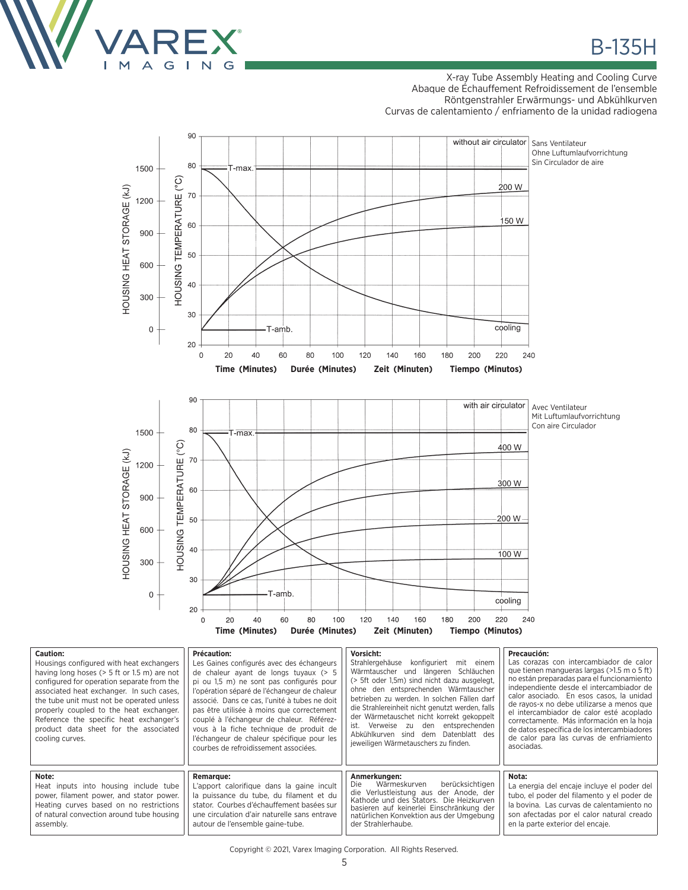# B-135H

X-ray Tube Assembly Heating and Cooling Curve
Abaque de Échauffement Refroidissement de l'ensemble
Röntgenstrahler Erwärmungs- und Abkühlkurven
Curvas de calentamiento / enfriamento de la unidad radiogena

without air circulator — Sans Ventilateur — Ohne Luftumlaufvorrichtung — Sin Circulador de aire

HOUSING HEAT STORAGE (kJ) — HOUSING TEMPERATURE (°C)

T-max. — T-amb. — 200 W — 150 W — cooling

Time (Minutes) Durée (Minutes) Zeit (Minuten) Tiempo (Minutos)

with air circulator — Avec Ventilateur — Mit Luftumlaufvorrichtung — Con aire Circulador

HOUSING HEAT STORAGE (kJ) — HOUSING TEMPERATURE (°C)

T-max. — T-amb. — 400 W — 300 W — 200 W — 100 W — cooling

Time (Minutes) Durée (Minutes) Zeit (Minuten) Tiempo (Minutos)

**Caution:**
Housings configured with heat exchangers having long hoses (> 5 ft or 1.5 m) are not configured for operation separate from the associated heat exchanger. In such cases, the tube unit must not be operated unless properly coupled to the heat exchanger. Reference the specific heat exchanger's product data sheet for the associated cooling curves.

**Précaution:**
Les Gaines configurés avec des échangeurs de chaleur ayant de longs tuyaux (> 5 pi ou 1,5 m) ne sont pas configurés pour l'opération séparé de l'échangeur de chaleur associé. Dans ce cas, l'unité à tubes ne doit pas être utilisée à moins que correctement couplé à l'échangeur de chaleur. Référez-vous à la fiche technique de produit de l'échangeur de chaleur spécifique pour les courbes de refroidissement associées.

**Vorsicht:**
Strahlergehäuse konfiguriert mit einem Wärmtauscher und längeren Schläuchen (> 5ft oder 1,5m) sind nicht dazu ausgelegt, ohne den entsprechenden Wärmtauscher betrieben zu werden. In solchen Fällen darf die Strahlereinheit nicht genutzt werden, falls der Wärmetauschet nicht korrekt gekoppelt ist. Verweise zu den entsprechenden Abkühlkurven sind dem Datenblatt des jeweiligen Wärmetauschers zu finden.

**Precaución:**
Las corazas con intercambiador de calor que tienen mangueras largas (>1.5 m o 5 ft) no están preparadas para el funcionamiento independiente desde el intercambiador de calor asociado. En esos casos, la unidad de rayos-x no debe utilizarse a menos que el intercambiador de calor esté acoplado correctamente. Más información en la hoja de datos específica de los intercambiadores de calor para las curvas de enfriamiento asociadas.

**Note:**
Heat inputs into housing include tube power, filament power, and stator power. Heating curves based on no restrictions of natural convection around tube housing assembly.

**Remarque:**
L'apport calorifique dans la gaine incult la puissance du tube, du filament et du stator. Courbes d'échauffement basées sur une circulation d'air naturelle sans entrave autour de l'ensemble gaine-tube.

**Anmerkungen:**
Die Wärmeskurven berücksichtigen die Verlustleistung aus der Anode, der Kathode und des Stators. Die Heizkurven basieren auf keinerlei Einschränkung der natürlichen Konvektion aus der Umgebung der Strahlerhaube.

**Nota:**
La energia del encaje incluye el poder del tubo, el poder del filamento y el poder de la bovina. Las curvas de calentamiento no son afectadas por el calor natural creado en la parte exterior del encaje.

Copyright © 2021, Varex Imaging Corporation. All Rights Reserved.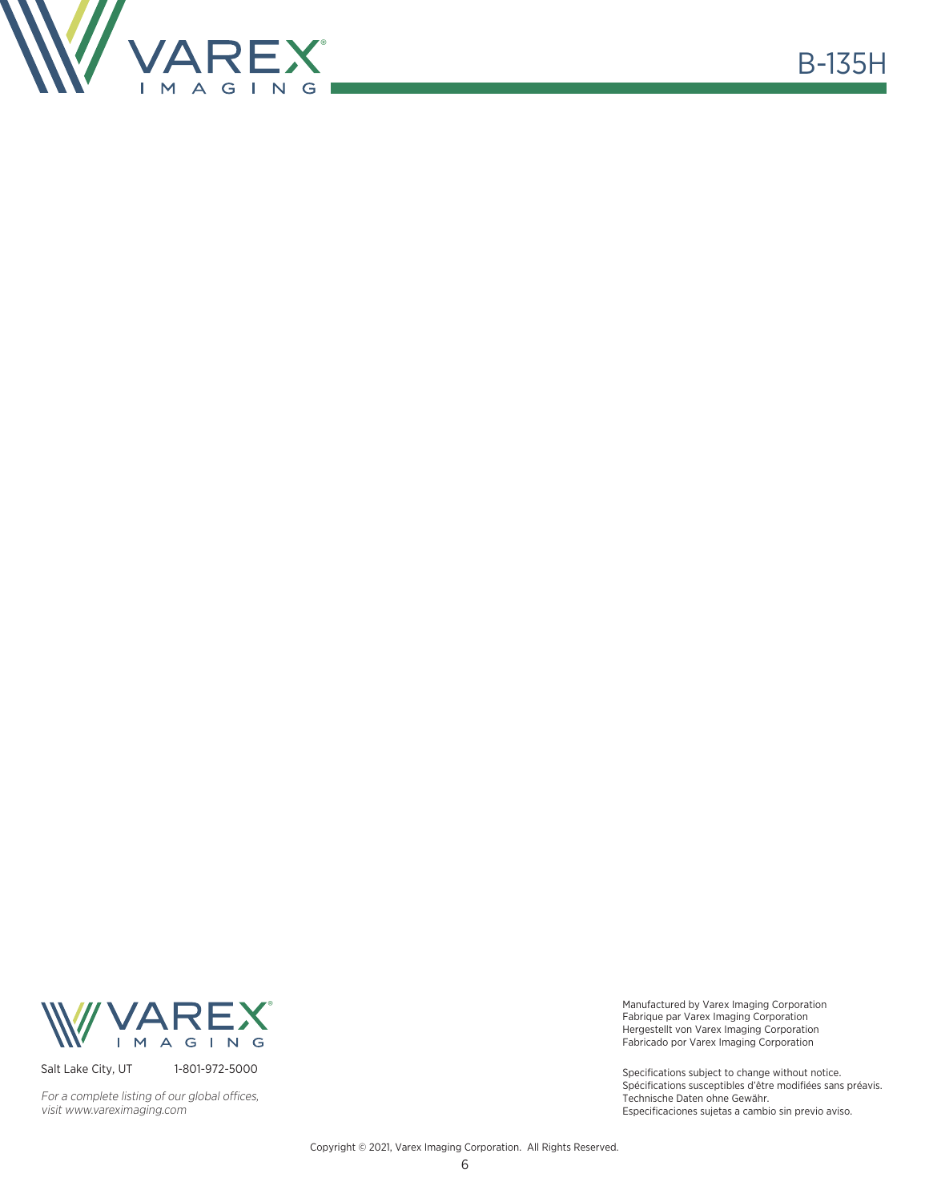Salt Lake City, UT 1-801-972-5000

*For a complete listing of our global offices, visit www.vareximaging.com*

Manufactured by Varex Imaging Corporation
Fabrique par Varex Imaging Corporation
Hergestellt von Varex Imaging Corporation
Fabricado por Varex Imaging Corporation

Specifications subject to change without notice.
Spécifications susceptibles d'être modifiées sans préavis.
Technische Daten ohne Gewähr.
Especificaciones sujetas a cambio sin previo aviso.

Copyright © 2021, Varex Imaging Corporation. All Rights Reserved.